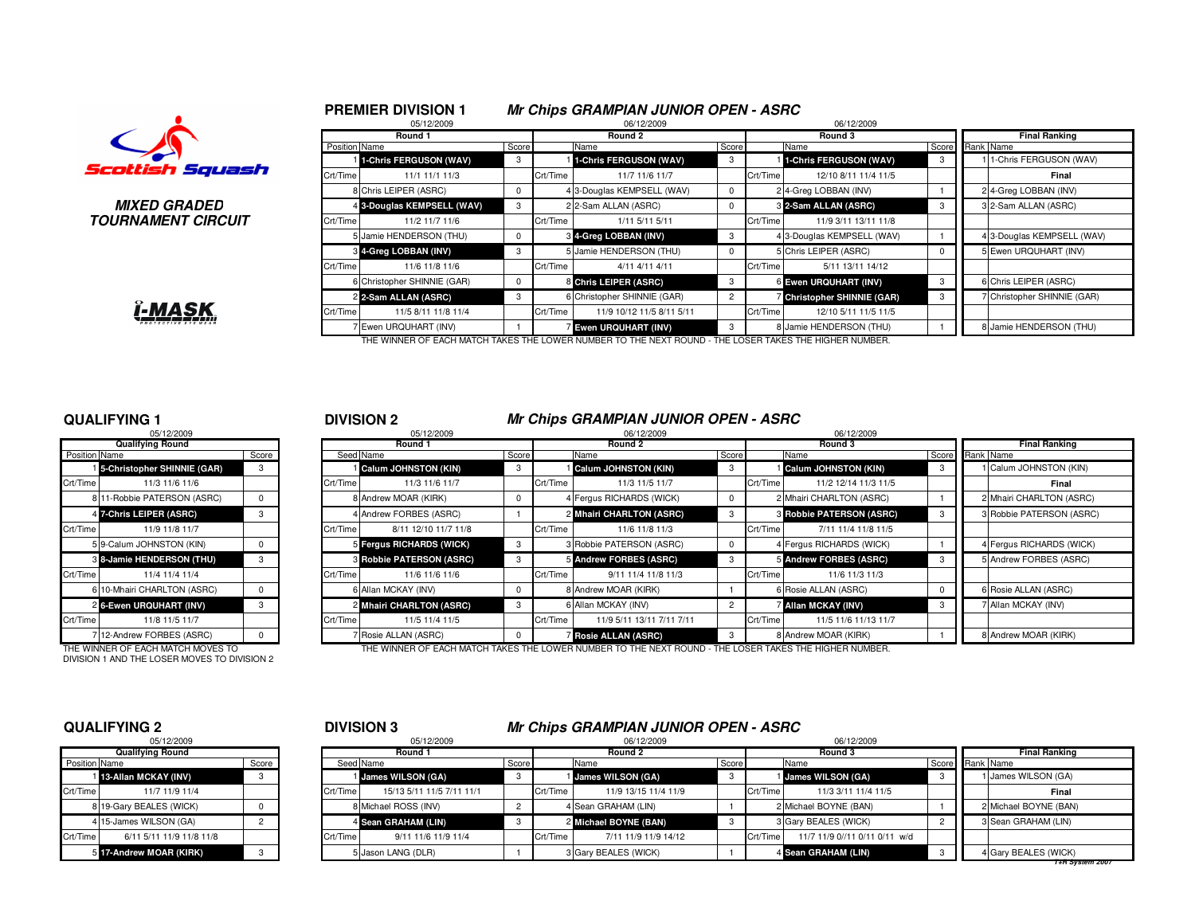Scottish Squash

***MIXED GRADED TOURNAMENT CIRCUIT***

i-MASK PROTECTIVE EYE WEAR

## PREMIER DIVISION 1

### *Mr Chips GRAMPIAN JUNIOR OPEN - ASRC*

| Round 1 (05/12/2009) | | | Round 2 (06/12/2009) | | | Round 3 (06/12/2009) | | | Final Ranking | |
|---|---|---|---|---|---|---|---|---|---|---|
| Position | Name | Score | | Name | Score | | Name | Score | Rank | Name |
| 1 | **1-Chris FERGUSON (WAV)** | 3 | 1 | **1-Chris FERGUSON (WAV)** | 3 | 1 | **1-Chris FERGUSON (WAV)** | 3 | 1 | 1-Chris FERGUSON (WAV) |
| Crt/Time | 11/1 11/1 11/3 | | Crt/Time | 11/7 11/6 11/7 | | Crt/Time | 12/10 8/11 11/4 11/5 | | | **Final** |
| 8 | Chris LEIPER (ASRC) | 0 | 4 | 3-Douglas KEMPSELL (WAV) | 0 | 2 | 4-Greg LOBBAN (INV) | 1 | 2 | 4-Greg LOBBAN (INV) |
| 4 | **3-Douglas KEMPSELL (WAV)** | 3 | 2 | 2-Sam ALLAN (ASRC) | 0 | 3 | **2-Sam ALLAN (ASRC)** | 3 | 3 | 2-Sam ALLAN (ASRC) |
| Crt/Time | 11/2 11/7 11/6 | | Crt/Time | 1/11 5/11 5/11 | | Crt/Time | 11/9 3/11 13/11 11/8 | | | |
| 5 | Jamie HENDERSON (THU) | 0 | 3 | **4-Greg LOBBAN (INV)** | 3 | 4 | 3-Douglas KEMPSELL (WAV) | 1 | 4 | 3-Douglas KEMPSELL (WAV) |
| 3 | **4-Greg LOBBAN (INV)** | 3 | 5 | Jamie HENDERSON (THU) | 0 | 5 | Chris LEIPER (ASRC) | 0 | 5 | Ewen URQUHART (INV) |
| Crt/Time | 11/6 11/8 11/6 | | Crt/Time | 4/11 4/11 4/11 | | Crt/Time | 5/11 13/11 14/12 | | | |
| 6 | Christopher SHINNIE (GAR) | 0 | 8 | **Chris LEIPER (ASRC)** | 3 | 6 | **Ewen URQUHART (INV)** | 3 | 6 | Chris LEIPER (ASRC) |
| 2 | **2-Sam ALLAN (ASRC)** | 3 | 6 | Christopher SHINNIE (GAR) | 2 | 7 | **Christopher SHINNIE (GAR)** | 3 | 7 | Christopher SHINNIE (GAR) |
| Crt/Time | 11/5 8/11 11/8 11/4 | | Crt/Time | 11/9 10/12 11/5 8/11 5/11 | | Crt/Time | 12/10 5/11 11/5 11/5 | | | |
| 7 | Ewen URQUHART (INV) | 1 | 7 | **Ewen URQUHART (INV)** | 3 | 8 | Jamie HENDERSON (THU) | 1 | 8 | Jamie HENDERSON (THU) |

THE WINNER OF EACH MATCH TAKES THE LOWER NUMBER TO THE NEXT ROUND - THE LOSER TAKES THE HIGHER NUMBER.

## QUALIFYING 1

05/12/2009

| Qualifying Round | | |
|---|---|---|
| Position | Name | Score |
| 1 | **5-Christopher SHINNIE (GAR)** | 3 |
| Crt/Time | 11/3 11/6 11/6 | |
| 8 | 11-Robbie PATERSON (ASRC) | 0 |
| 4 | **7-Chris LEIPER (ASRC)** | 3 |
| Crt/Time | 11/9 11/8 11/7 | |
| 5 | 9-Calum JOHNSTON (KIN) | 0 |
| 3 | **8-Jamie HENDERSON (THU)** | 3 |
| Crt/Time | 11/4 11/4 11/4 | |
| 6 | 10-Mhairi CHARLTON (ASRC) | 0 |
| 2 | **6-Ewen URQUHART (INV)** | 3 |
| Crt/Time | 11/8 11/5 11/7 | |
| 7 | 12-Andrew FORBES (ASRC) | 0 |

THE WINNER OF EACH MATCH MOVES TO DIVISION 1 AND THE LOSER MOVES TO DIVISION 2

## DIVISION 2

### *Mr Chips GRAMPIAN JUNIOR OPEN - ASRC*

| Round 1 (05/12/2009) | | | Round 2 (06/12/2009) | | | Round 3 (06/12/2009) | | | Final Ranking | |
|---|---|---|---|---|---|---|---|---|---|---|
| Seed | Name | Score | | Name | Score | | Name | Score | Rank | Name |
| 1 | **Calum JOHNSTON (KIN)** | 3 | 1 | **Calum JOHNSTON (KIN)** | 3 | 1 | **Calum JOHNSTON (KIN)** | 3 | 1 | Calum JOHNSTON (KIN) |
| Crt/Time | 11/3 11/6 11/7 | | Crt/Time | 11/3 11/5 11/7 | | Crt/Time | 11/2 12/14 11/3 11/5 | | | **Final** |
| 8 | Andrew MOAR (KIRK) | 0 | 4 | Fergus RICHARDS (WICK) | 0 | 2 | Mhairi CHARLTON (ASRC) | 1 | 2 | Mhairi CHARLTON (ASRC) |
| 4 | Andrew FORBES (ASRC) | 1 | 2 | **Mhairi CHARLTON (ASRC)** | 3 | 3 | **Robbie PATERSON (ASRC)** | 3 | 3 | Robbie PATERSON (ASRC) |
| Crt/Time | 8/11 12/10 11/7 11/8 | | Crt/Time | 11/6 11/8 11/3 | | Crt/Time | 7/11 11/4 11/8 11/5 | | | |
| 5 | **Fergus RICHARDS (WICK)** | 3 | 3 | Robbie PATERSON (ASRC) | 0 | 4 | Fergus RICHARDS (WICK) | 1 | 4 | Fergus RICHARDS (WICK) |
| 3 | **Robbie PATERSON (ASRC)** | 3 | 5 | **Andrew FORBES (ASRC)** | 3 | 5 | **Andrew FORBES (ASRC)** | 3 | 5 | Andrew FORBES (ASRC) |
| Crt/Time | 11/6 11/6 11/6 | | Crt/Time | 9/11 11/4 11/8 11/3 | | Crt/Time | 11/6 11/3 11/3 | | | |
| 6 | Allan MCKAY (INV) | 0 | 8 | Andrew MOAR (KIRK) | 1 | 6 | Rosie ALLAN (ASRC) | 0 | 6 | Rosie ALLAN (ASRC) |
| 2 | **Mhairi CHARLTON (ASRC)** | 3 | 6 | Allan MCKAY (INV) | 2 | 7 | **Allan MCKAY (INV)** | 3 | 7 | Allan MCKAY (INV) |
| Crt/Time | 11/5 11/4 11/5 | | Crt/Time | 11/9 5/11 13/11 7/11 7/11 | | Crt/Time | 11/5 11/6 11/13 11/7 | | | |
| 7 | Rosie ALLAN (ASRC) | 0 | 7 | **Rosie ALLAN (ASRC)** | 3 | 8 | Andrew MOAR (KIRK) | 1 | 8 | Andrew MOAR (KIRK) |

THE WINNER OF EACH MATCH TAKES THE LOWER NUMBER TO THE NEXT ROUND - THE LOSER TAKES THE HIGHER NUMBER.

## QUALIFYING 2

05/12/2009

| Qualifying Round | | |
|---|---|---|
| Position | Name | Score |
| 1 | **13-Allan MCKAY (INV)** | 3 |
| Crt/Time | 11/7 11/9 11/4 | |
| 8 | 19-Gary BEALES (WICK) | 0 |
| 4 | 15-James WILSON (GA) | 2 |
| Crt/Time | 6/11 5/11 11/9 11/8 11/8 | |
| 5 | **17-Andrew MOAR (KIRK)** | 3 |

## DIVISION 3

### *Mr Chips GRAMPIAN JUNIOR OPEN - ASRC*

| Round 1 (05/12/2009) | | | Round 2 (06/12/2009) | | | Round 3 (06/12/2009) | | | Final Ranking | |
|---|---|---|---|---|---|---|---|---|---|---|
| Seed | Name | Score | | Name | Score | | Name | Score | Rank | Name |
| 1 | **James WILSON (GA)** | 3 | 1 | **James WILSON (GA)** | 3 | 1 | **James WILSON (GA)** | 3 | 1 | James WILSON (GA) |
| Crt/Time | 15/13 5/11 11/5 7/11 11/1 | | Crt/Time | 11/9 13/15 11/4 11/9 | | Crt/Time | 11/3 3/11 11/4 11/5 | | | **Final** |
| 8 | Michael ROSS (INV) | 2 | 4 | Sean GRAHAM (LIN) | 1 | 2 | Michael BOYNE (BAN) | 1 | 2 | Michael BOYNE (BAN) |
| 4 | **Sean GRAHAM (LIN)** | 3 | 2 | **Michael BOYNE (BAN)** | 3 | 3 | Gary BEALES (WICK) | 2 | 3 | Sean GRAHAM (LIN) |
| Crt/Time | 9/11 11/6 11/9 11/4 | | Crt/Time | 7/11 11/9 11/9 14/12 | | Crt/Time | 11/7 11/9 0//11 0/11 0/11 w/d | | | |
| 5 | Jason LANG (DLR) | 1 | 3 | Gary BEALES (WICK) | 1 | 4 | **Sean GRAHAM (LIN)** | 3 | 4 | Gary BEALES (WICK) |

T+R System 2007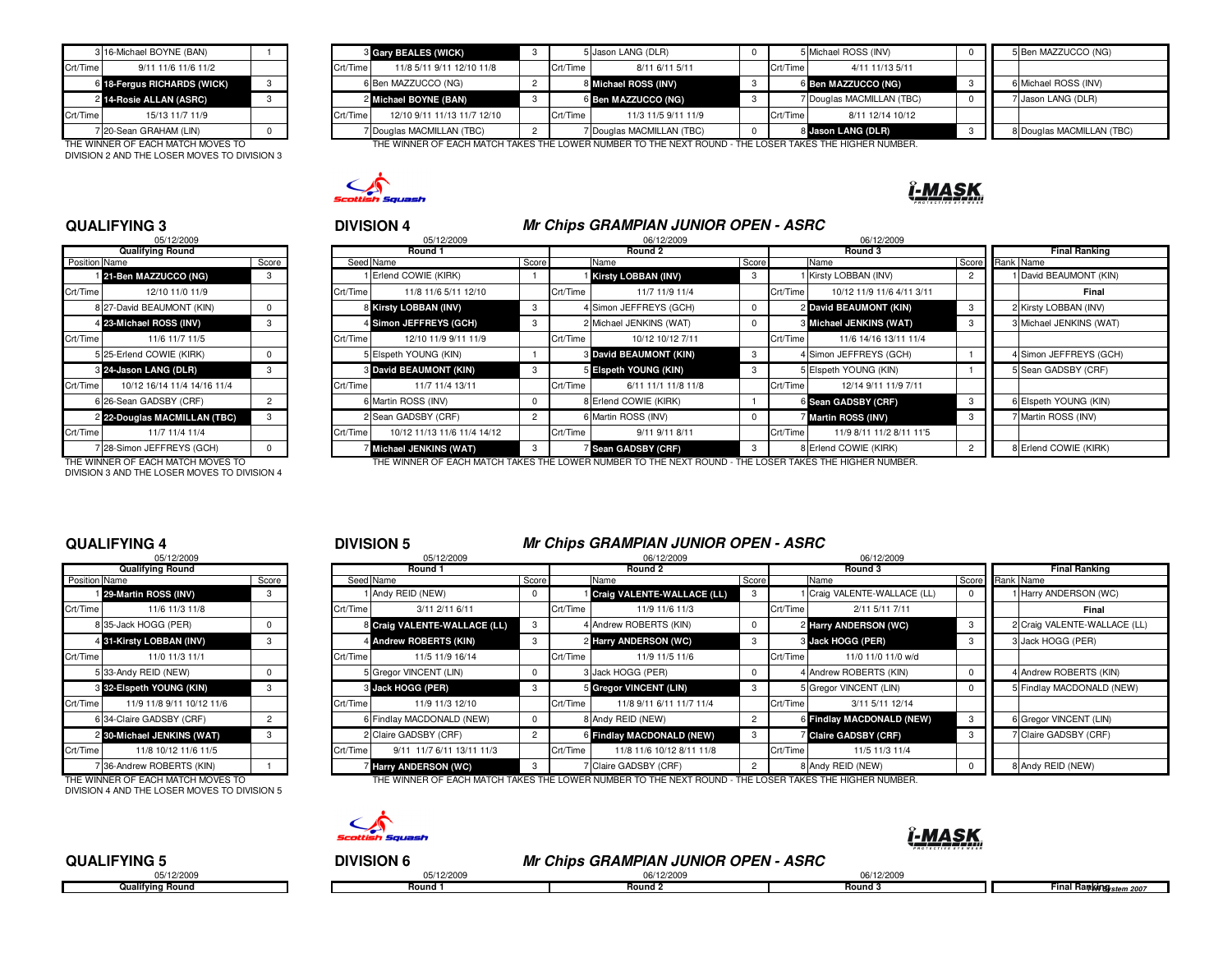| Position | Name | Score |
|---|---|---|
| 3 | 16-Michael BOYNE (BAN) | 1 |
| Crt/Time | 9/11 11/6 11/6 11/2 | |
| 6 | **18-Fergus RICHARDS (WICK)** | 3 |
| 2 | **14-Rosie ALLAN (ASRC)** | 3 |
| Crt/Time | 15/13 11/7 11/9 | |
| 7 | 20-Sean GRAHAM (LIN) | 0 |

THE WINNER OF EACH MATCH MOVES TO DIVISION 2 AND THE LOSER MOVES TO DIVISION 3

| Seed | Name | Score | | Name | Score | | Name | Score | Rank | Name |
|---|---|---|---|---|---|---|---|---|---|---|
| 3 | **Gary BEALES (WICK)** | 3 | 5 | Jason LANG (DLR) | 0 | 5 | Michael ROSS (INV) | 0 | 5 | Ben MAZZUCCO (NG) |
| Crt/Time | 11/8 5/11 9/11 12/10 11/8 | | Crt/Time | 8/11 6/11 5/11 | | Crt/Time | 4/11 11/13 5/11 | | | |
| 6 | Ben MAZZUCCO (NG) | 2 | 8 | **Michael ROSS (INV)** | 3 | 6 | **Ben MAZZUCCO (NG)** | 3 | 6 | Michael ROSS (INV) |
| 2 | **Michael BOYNE (BAN)** | 3 | 6 | **Ben MAZZUCCO (NG)** | 3 | 7 | Douglas MACMILLAN (TBC) | 0 | 7 | Jason LANG (DLR) |
| Crt/Time | 12/10 9/11 11/13 11/7 12/10 | | Crt/Time | 11/3 11/5 9/11 11/9 | | Crt/Time | 8/11 12/14 10/12 | | | |
| 7 | Douglas MACMILLAN (TBC) | 2 | 7 | Douglas MACMILLAN (TBC) | 0 | 8 | **Jason LANG (DLR)** | 3 | 8 | Douglas MACMILLAN (TBC) |

THE WINNER OF EACH MATCH TAKES THE LOWER NUMBER TO THE NEXT ROUND - THE LOSER TAKES THE HIGHER NUMBER.

## QUALIFYING 3

05/12/2009

| Qualifying Round | | |
|---|---|---|
| Position | Name | Score |
| 1 | **21-Ben MAZZUCCO (NG)** | 3 |
| Crt/Time | 12/10 11/0 11/9 | |
| 8 | 27-David BEAUMONT (KIN) | 0 |
| 4 | **23-Michael ROSS (INV)** | 3 |
| Crt/Time | 11/6 11/7 11/5 | |
| 5 | 25-Erlend COWIE (KIRK) | 0 |
| 3 | **24-Jason LANG (DLR)** | 3 |
| Crt/Time | 10/12 16/14 11/4 14/16 11/4 | |
| 6 | 26-Sean GADSBY (CRF) | 2 |
| 2 | **22-Douglas MACMILLAN (TBC)** | 3 |
| Crt/Time | 11/7 11/4 11/4 | |
| 7 | 28-Simon JEFFREYS (GCH) | 0 |

THE WINNER OF EACH MATCH MOVES TO DIVISION 3 AND THE LOSER MOVES TO DIVISION 4

## DIVISION 4

### *Mr Chips GRAMPIAN JUNIOR OPEN - ASRC*

| Round 1 (05/12/2009) | | | Round 2 (06/12/2009) | | | Round 3 (06/12/2009) | | | Final Ranking | |
|---|---|---|---|---|---|---|---|---|---|---|
| Seed | Name | Score | | Name | Score | | Name | Score | Rank | Name |
| 1 | Erlend COWIE (KIRK) | 1 | 1 | **Kirsty LOBBAN (INV)** | 3 | 1 | Kirsty LOBBAN (INV) | 2 | 1 | David BEAUMONT (KIN) |
| Crt/Time | 11/8 11/6 5/11 12/10 | | Crt/Time | 11/7 11/9 11/4 | | Crt/Time | 10/12 11/9 11/6 4/11 3/11 | | | Final |
| 8 | **Kirsty LOBBAN (INV)** | 3 | 4 | Simon JEFFREYS (GCH) | 0 | 2 | **David BEAUMONT (KIN)** | 3 | 2 | Kirsty LOBBAN (INV) |
| 4 | **Simon JEFFREYS (GCH)** | 3 | 2 | Michael JENKINS (WAT) | 0 | 3 | **Michael JENKINS (WAT)** | 3 | 3 | Michael JENKINS (WAT) |
| Crt/Time | 12/10 11/9 9/11 11/9 | | Crt/Time | 10/12 10/12 7/11 | | Crt/Time | 11/6 14/16 13/11 11/4 | | | |
| 5 | Elspeth YOUNG (KIN) | 1 | 3 | **David BEAUMONT (KIN)** | 3 | 4 | Simon JEFFREYS (GCH) | 1 | 4 | Simon JEFFREYS (GCH) |
| 3 | **David BEAUMONT (KIN)** | 3 | 5 | **Elspeth YOUNG (KIN)** | 3 | 5 | Elspeth YOUNG (KIN) | 1 | 5 | Sean GADSBY (CRF) |
| Crt/Time | 11/7 11/4 13/11 | | Crt/Time | 6/11 11/1 11/8 11/8 | | Crt/Time | 12/14 9/11 11/9 7/11 | | | |
| 6 | Martin ROSS (INV) | 0 | 8 | Erlend COWIE (KIRK) | 1 | 6 | **Sean GADSBY (CRF)** | 3 | 6 | Elspeth YOUNG (KIN) |
| 2 | Sean GADSBY (CRF) | 2 | 6 | Martin ROSS (INV) | 0 | 7 | **Martin ROSS (INV)** | 3 | 7 | Martin ROSS (INV) |
| Crt/Time | 10/12 11/13 11/6 11/4 14/12 | | Crt/Time | 9/11 9/11 8/11 | | Crt/Time | 11/9 8/11 11/2 8/11 11/5 | | | |
| 7 | **Michael JENKINS (WAT)** | 3 | 7 | **Sean GADSBY (CRF)** | 3 | 8 | Erlend COWIE (KIRK) | 2 | 8 | Erlend COWIE (KIRK) |

THE WINNER OF EACH MATCH TAKES THE LOWER NUMBER TO THE NEXT ROUND - THE LOSER TAKES THE HIGHER NUMBER.

## QUALIFYING 4

05/12/2009

| Qualifying Round | | |
|---|---|---|
| Position | Name | Score |
| 1 | **29-Martin ROSS (INV)** | 3 |
| Crt/Time | 11/6 11/3 11/8 | |
| 8 | 35-Jack HOGG (PER) | 0 |
| 4 | **31-Kirsty LOBBAN (INV)** | 3 |
| Crt/Time | 11/0 11/3 11/1 | |
| 5 | 33-Andy REID (NEW) | 0 |
| 3 | **32-Elspeth YOUNG (KIN)** | 3 |
| Crt/Time | 11/9 11/8 9/11 10/12 11/6 | |
| 6 | 34-Claire GADSBY (CRF) | 2 |
| 2 | **30-Michael JENKINS (WAT)** | 3 |
| Crt/Time | 11/8 10/12 11/6 11/5 | |
| 7 | 36-Andrew ROBERTS (KIN) | 1 |

THE WINNER OF EACH MATCH MOVES TO DIVISION 4 AND THE LOSER MOVES TO DIVISION 5

## DIVISION 5

### *Mr Chips GRAMPIAN JUNIOR OPEN - ASRC*

| Round 1 (05/12/2009) | | | Round 2 (06/12/2009) | | | Round 3 (06/12/2009) | | | Final Ranking | |
|---|---|---|---|---|---|---|---|---|---|---|
| Seed | Name | Score | | Name | Score | | Name | Score | Rank | Name |
| 1 | Andy REID (NEW) | 0 | 1 | **Craig VALENTE-WALLACE (LL)** | 3 | 1 | Craig VALENTE-WALLACE (LL) | 0 | 1 | Harry ANDERSON (WC) |
| Crt/Time | 3/11 2/11 6/11 | | Crt/Time | 11/9 11/6 11/3 | | Crt/Time | 2/11 5/11 7/11 | | | Final |
| 8 | **Craig VALENTE-WALLACE (LL)** | 3 | 4 | Andrew ROBERTS (KIN) | 0 | 2 | **Harry ANDERSON (WC)** | 3 | 2 | Craig VALENTE-WALLACE (LL) |
| 4 | **Andrew ROBERTS (KIN)** | 3 | 2 | **Harry ANDERSON (WC)** | 3 | 3 | **Jack HOGG (PER)** | 3 | 3 | Jack HOGG (PER) |
| Crt/Time | 11/5 11/9 16/14 | | Crt/Time | 11/9 11/5 11/6 | | Crt/Time | 11/0 11/0 11/0 w/d | | | |
| 5 | Gregor VINCENT (LIN) | 0 | 3 | Jack HOGG (PER) | 0 | 4 | Andrew ROBERTS (KIN) | 0 | 4 | Andrew ROBERTS (KIN) |
| 3 | **Jack HOGG (PER)** | 3 | 5 | **Gregor VINCENT (LIN)** | 3 | 5 | Gregor VINCENT (LIN) | 0 | 5 | Findlay MACDONALD (NEW) |
| Crt/Time | 11/9 11/3 12/10 | | Crt/Time | 11/8 9/11 6/11 11/7 11/4 | | Crt/Time | 3/11 5/11 12/14 | | | |
| 6 | Findlay MACDONALD (NEW) | 0 | 8 | Andy REID (NEW) | 2 | 6 | **Findlay MACDONALD (NEW)** | 3 | 6 | Gregor VINCENT (LIN) |
| 2 | Claire GADSBY (CRF) | 2 | 6 | **Findlay MACDONALD (NEW)** | 3 | 7 | **Claire GADSBY (CRF)** | 3 | 7 | Claire GADSBY (CRF) |
| Crt/Time | 9/11 11/7 6/11 13/11 11/3 | | Crt/Time | 11/8 11/6 10/12 8/11 11/8 | | Crt/Time | 11/5 11/3 11/4 | | | |
| 7 | **Harry ANDERSON (WC)** | 3 | 7 | Claire GADSBY (CRF) | 2 | 8 | Andy REID (NEW) | 0 | 8 | Andy REID (NEW) |

THE WINNER OF EACH MATCH TAKES THE LOWER NUMBER TO THE NEXT ROUND - THE LOSER TAKES THE HIGHER NUMBER.

## QUALIFYING 5

05/12/2009

Qualifying Round

## DIVISION 6

### *Mr Chips GRAMPIAN JUNIOR OPEN - ASRC*

| Round 1 (05/12/2009) | Round 2 (06/12/2009) | Round 3 (06/12/2009) | Final Ranking |
|---|---|---|---|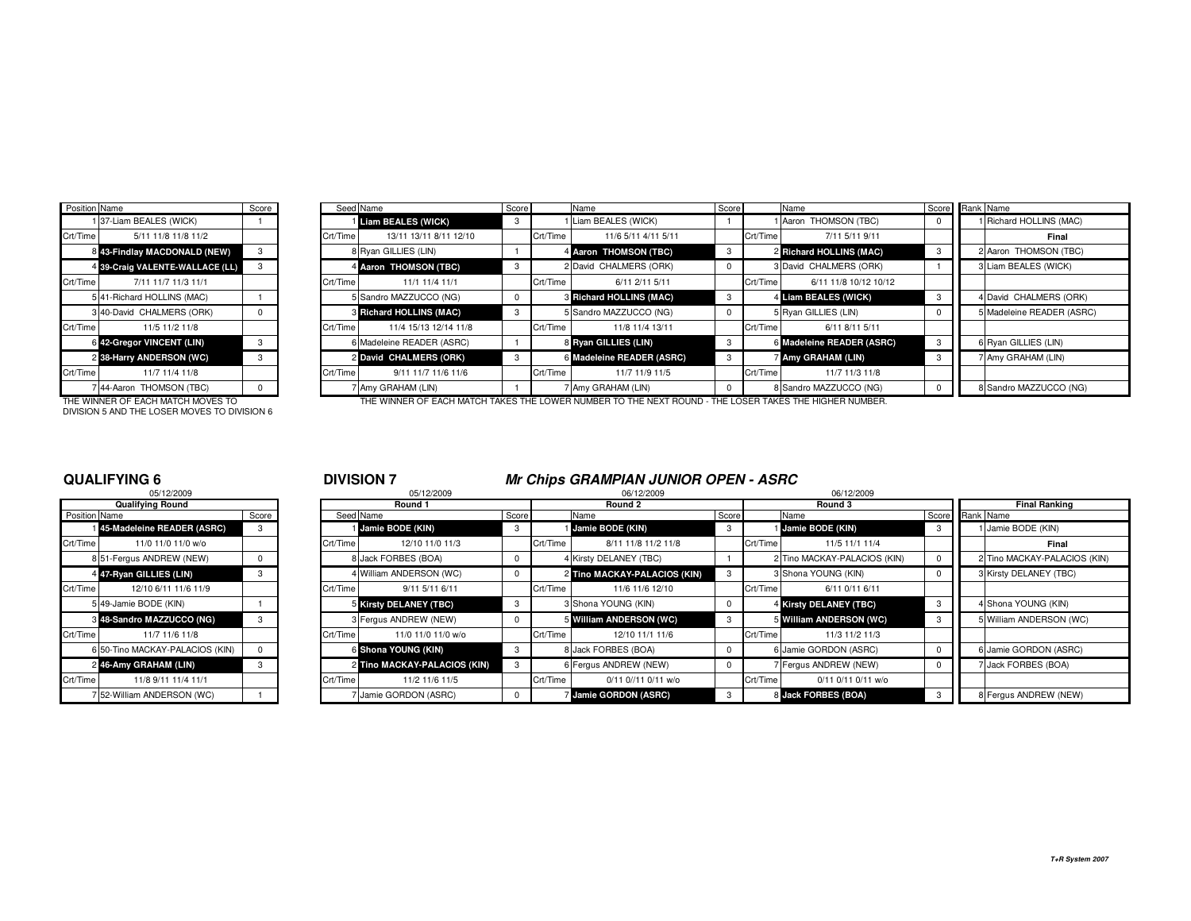| Position | Name | Score |
|---|---|---|
| 1 | 37-Liam BEALES (WICK) | 1 |
| Crt/Time | 5/11 11/8 11/8 11/2 | |
| 8 | **43-Findlay MACDONALD (NEW)** | 3 |
| 4 | **39-Craig VALENTE-WALLACE (LL)** | 3 |
| Crt/Time | 7/11 11/7 11/3 11/1 | |
| 5 | 41-Richard HOLLINS (MAC) | 1 |
| 3 | 40-David CHALMERS (ORK) | 0 |
| Crt/Time | 11/5 11/2 11/8 | |
| 6 | **42-Gregor VINCENT (LIN)** | 3 |
| 2 | **38-Harry ANDERSON (WC)** | 3 |
| Crt/Time | 11/7 11/4 11/8 | |
| 7 | 44-Aaron THOMSON (TBC) | 0 |

THE WINNER OF EACH MATCH MOVES TO DIVISION 5 AND THE LOSER MOVES TO DIVISION 6

| Seed | Name | Score | | Name | Score | | Name | Score | Rank | Name |
|---|---|---|---|---|---|---|---|---|---|---|
| 1 | **Liam BEALES (WICK)** | 3 | 1 | Liam BEALES (WICK) | 1 | 1 | Aaron THOMSON (TBC) | 0 | 1 | Richard HOLLINS (MAC) |
| Crt/Time | 13/11 13/11 8/11 12/10 | | Crt/Time | 11/6 5/11 4/11 5/11 | | Crt/Time | 7/11 5/11 9/11 | | | **Final** |
| 8 | Ryan GILLIES (LIN) | 1 | 4 | **Aaron THOMSON (TBC)** | 3 | 2 | **Richard HOLLINS (MAC)** | 3 | 2 | Aaron THOMSON (TBC) |
| 4 | **Aaron THOMSON (TBC)** | 3 | 2 | David CHALMERS (ORK) | 0 | 3 | David CHALMERS (ORK) | 1 | 3 | Liam BEALES (WICK) |
| Crt/Time | 11/1 11/4 11/1 | | Crt/Time | 6/11 2/11 5/11 | | Crt/Time | 6/11 11/8 10/12 10/12 | | | |
| 5 | Sandro MAZZUCCO (NG) | 0 | 3 | **Richard HOLLINS (MAC)** | 3 | 4 | **Liam BEALES (WICK)** | 3 | 4 | David CHALMERS (ORK) |
| 3 | **Richard HOLLINS (MAC)** | 3 | 5 | Sandro MAZZUCCO (NG) | 0 | 5 | Ryan GILLIES (LIN) | 0 | 5 | Madeleine READER (ASRC) |
| Crt/Time | 11/4 15/13 12/14 11/8 | | Crt/Time | 11/8 11/4 13/11 | | Crt/Time | 6/11 8/11 5/11 | | | |
| 6 | Madeleine READER (ASRC) | 1 | 8 | **Ryan GILLIES (LIN)** | 3 | 6 | **Madeleine READER (ASRC)** | 3 | 6 | Ryan GILLIES (LIN) |
| 2 | **David CHALMERS (ORK)** | 3 | 6 | **Madeleine READER (ASRC)** | 3 | 7 | **Amy GRAHAM (LIN)** | 3 | 7 | Amy GRAHAM (LIN) |
| Crt/Time | 9/11 11/7 11/6 11/6 | | Crt/Time | 11/7 11/9 11/5 | | Crt/Time | 11/7 11/3 11/8 | | | |
| 7 | Amy GRAHAM (LIN) | 1 | 7 | Amy GRAHAM (LIN) | 0 | 8 | Sandro MAZZUCCO (NG) | 0 | 8 | Sandro MAZZUCCO (NG) |

THE WINNER OF EACH MATCH TAKES THE LOWER NUMBER TO THE NEXT ROUND - THE LOSER TAKES THE HIGHER NUMBER.

## QUALIFYING 6

05/12/2009

| Qualifying Round | | |
|---|---|---|
| Position | Name | Score |
| 1 | **45-Madeleine READER (ASRC)** | 3 |
| Crt/Time | 11/0 11/0 11/0 w/o | |
| 8 | 51-Fergus ANDREW (NEW) | 0 |
| 4 | **47-Ryan GILLIES (LIN)** | 3 |
| Crt/Time | 12/10 6/11 11/6 11/9 | |
| 5 | 49-Jamie BODE (KIN) | 1 |
| 3 | **48-Sandro MAZZUCCO (NG)** | 3 |
| Crt/Time | 11/7 11/6 11/8 | |
| 6 | 50-Tino MACKAY-PALACIOS (KIN) | 0 |
| 2 | **46-Amy GRAHAM (LIN)** | 3 |
| Crt/Time | 11/8 9/11 11/4 11/1 | |
| 7 | 52-William ANDERSON (WC) | 1 |

## DIVISION 7

### *Mr Chips GRAMPIAN JUNIOR OPEN - ASRC*

| Round 1 (05/12/2009) | | | Round 2 (06/12/2009) | | | Round 3 (06/12/2009) | | | Final Ranking | |
|---|---|---|---|---|---|---|---|---|---|---|
| Seed | Name | Score | | Name | Score | | Name | Score | Rank | Name |
| 1 | **Jamie BODE (KIN)** | 3 | 1 | **Jamie BODE (KIN)** | 3 | 1 | **Jamie BODE (KIN)** | 3 | 1 | Jamie BODE (KIN) |
| Crt/Time | 12/10 11/0 11/3 | | Crt/Time | 8/11 11/8 11/2 11/8 | | Crt/Time | 11/5 11/1 11/4 | | | **Final** |
| 8 | Jack FORBES (BOA) | 0 | 4 | Kirsty DELANEY (TBC) | 1 | 2 | Tino MACKAY-PALACIOS (KIN) | 0 | 2 | Tino MACKAY-PALACIOS (KIN) |
| 4 | William ANDERSON (WC) | 0 | 2 | **Tino MACKAY-PALACIOS (KIN)** | 3 | 3 | Shona YOUNG (KIN) | 0 | 3 | Kirsty DELANEY (TBC) |
| Crt/Time | 9/11 5/11 6/11 | | Crt/Time | 11/6 11/6 12/10 | | Crt/Time | 6/11 0/11 6/11 | | | |
| 5 | **Kirsty DELANEY (TBC)** | 3 | 3 | Shona YOUNG (KIN) | 0 | 4 | **Kirsty DELANEY (TBC)** | 3 | 4 | Shona YOUNG (KIN) |
| 3 | Fergus ANDREW (NEW) | 0 | 5 | **William ANDERSON (WC)** | 3 | 5 | **William ANDERSON (WC)** | 3 | 5 | William ANDERSON (WC) |
| Crt/Time | 11/0 11/0 11/0 w/o | | Crt/Time | 12/10 11/1 11/6 | | Crt/Time | 11/3 11/2 11/3 | | | |
| 6 | **Shona YOUNG (KIN)** | 3 | 8 | Jack FORBES (BOA) | 0 | 6 | Jamie GORDON (ASRC) | 0 | 6 | Jamie GORDON (ASRC) |
| 2 | **Tino MACKAY-PALACIOS (KIN)** | 3 | 6 | Fergus ANDREW (NEW) | 0 | 7 | Fergus ANDREW (NEW) | 0 | 7 | Jack FORBES (BOA) |
| Crt/Time | 11/2 11/6 11/5 | | Crt/Time | 0/11 0//11 0/11 w/o | | Crt/Time | 0/11 0/11 0/11 w/o | | | |
| 7 | Jamie GORDON (ASRC) | 0 | 7 | **Jamie GORDON (ASRC)** | 3 | 8 | **Jack FORBES (BOA)** | 3 | 8 | Fergus ANDREW (NEW) |

*T+R System 2007*